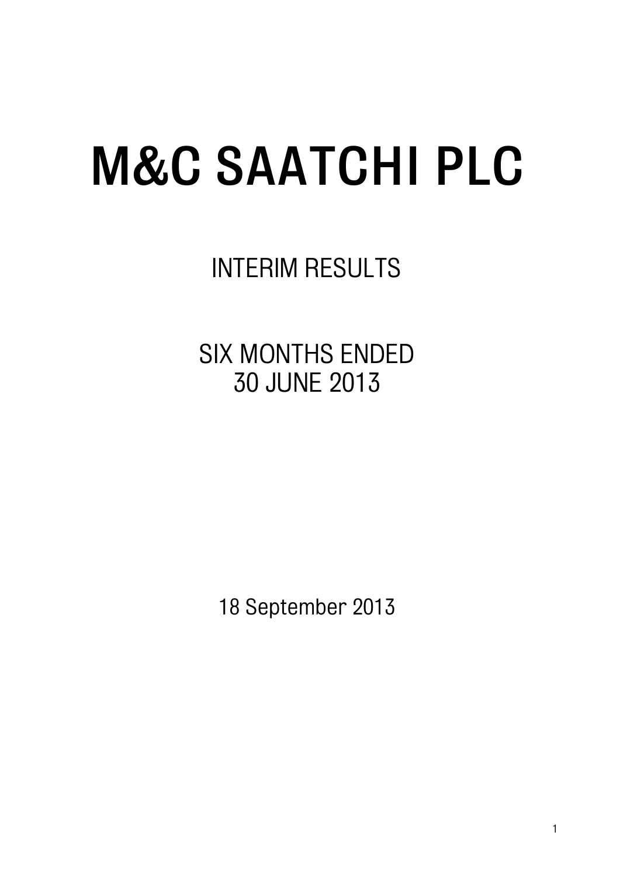# M&C SAATCHI PLC

## INTERIM RESULTS

## SIX MONTHS ENDED
## 30 JUNE 2013

18 September 2013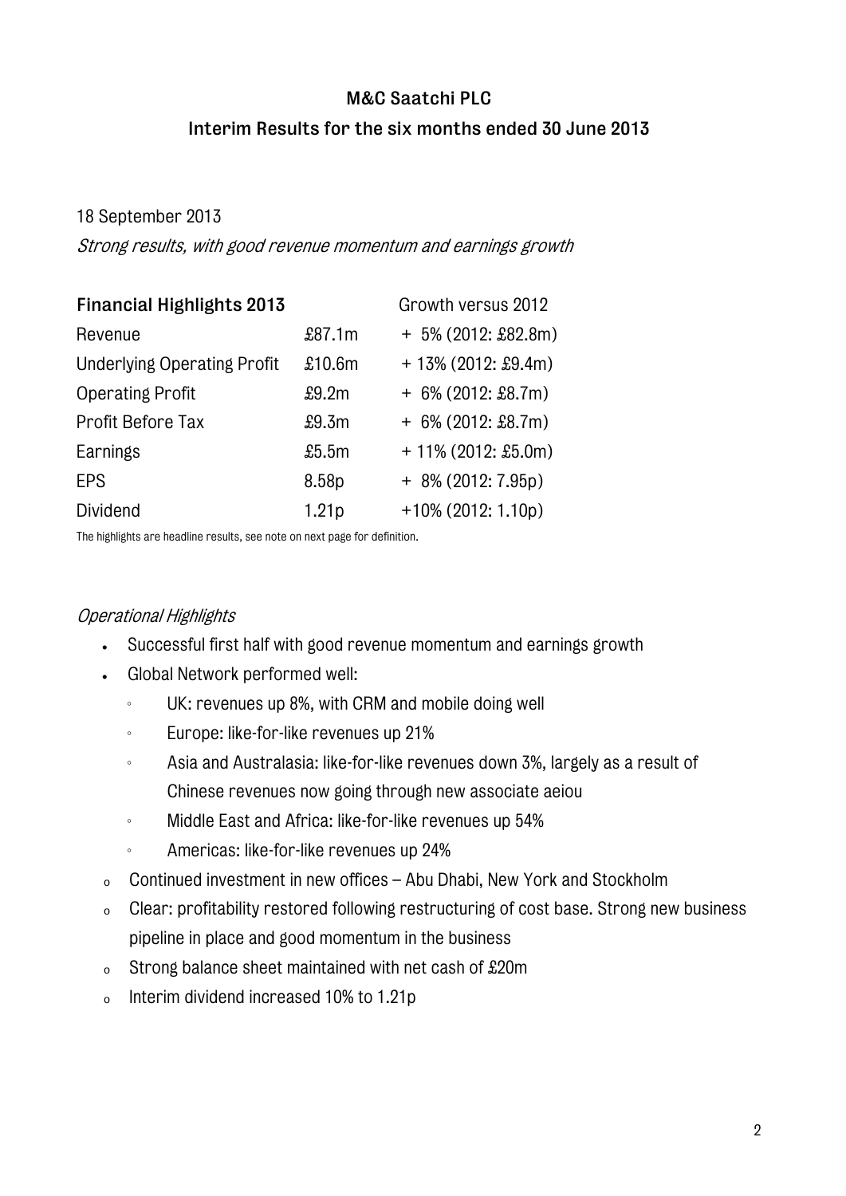# M&C Saatchi PLC

## Interim Results for the six months ended 30 June 2013

18 September 2013

*Strong results, with good revenue momentum and earnings growth*

| **Financial Highlights 2013** | | Growth versus 2012 |
|---|---|---|
| Revenue | £87.1m | + 5% (2012: £82.8m) |
| Underlying Operating Profit | £10.6m | + 13% (2012: £9.4m) |
| Operating Profit | £9.2m | + 6% (2012: £8.7m) |
| Profit Before Tax | £9.3m | + 6% (2012: £8.7m) |
| Earnings | £5.5m | + 11% (2012: £5.0m) |
| EPS | 8.58p | + 8% (2012: 7.95p) |
| Dividend | 1.21p | +10% (2012: 1.10p) |

The highlights are headline results, see note on next page for definition.

*Operational Highlights*

- Successful first half with good revenue momentum and earnings growth
- Global Network performed well:
  - UK: revenues up 8%, with CRM and mobile doing well
  - Europe: like-for-like revenues up 21%
  - Asia and Australasia: like-for-like revenues down 3%, largely as a result of Chinese revenues now going through new associate aeiou
  - Middle East and Africa: like-for-like revenues up 54%
  - Americas: like-for-like revenues up 24%
- Continued investment in new offices – Abu Dhabi, New York and Stockholm
- Clear: profitability restored following restructuring of cost base. Strong new business pipeline in place and good momentum in the business
- Strong balance sheet maintained with net cash of £20m
- Interim dividend increased 10% to 1.21p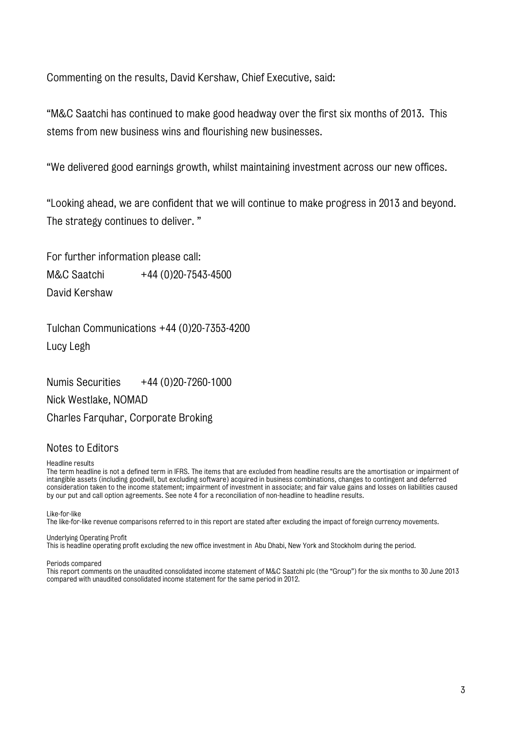Commenting on the results, David Kershaw, Chief Executive, said:

"M&C Saatchi has continued to make good headway over the first six months of 2013. This stems from new business wins and flourishing new businesses.

"We delivered good earnings growth, whilst maintaining investment across our new offices.

"Looking ahead, we are confident that we will continue to make progress in 2013 and beyond. The strategy continues to deliver. "

For further information please call:

M&C Saatchi +44 (0)20-7543-4500
David Kershaw

Tulchan Communications +44 (0)20-7353-4200
Lucy Legh

Numis Securities +44 (0)20-7260-1000
Nick Westlake, NOMAD
Charles Farquhar, Corporate Broking

## Notes to Editors

Headline results
The term headline is not a defined term in IFRS. The items that are excluded from headline results are the amortisation or impairment of intangible assets (including goodwill, but excluding software) acquired in business combinations, changes to contingent and deferred consideration taken to the income statement; impairment of investment in associate; and fair value gains and losses on liabilities caused by our put and call option agreements. See note 4 for a reconciliation of non-headline to headline results.

Like-for-like
The like-for-like revenue comparisons referred to in this report are stated after excluding the impact of foreign currency movements.

Underlying Operating Profit
This is headline operating profit excluding the new office investment in Abu Dhabi, New York and Stockholm during the period.

Periods compared
This report comments on the unaudited consolidated income statement of M&C Saatchi plc (the "Group") for the six months to 30 June 2013 compared with unaudited consolidated income statement for the same period in 2012.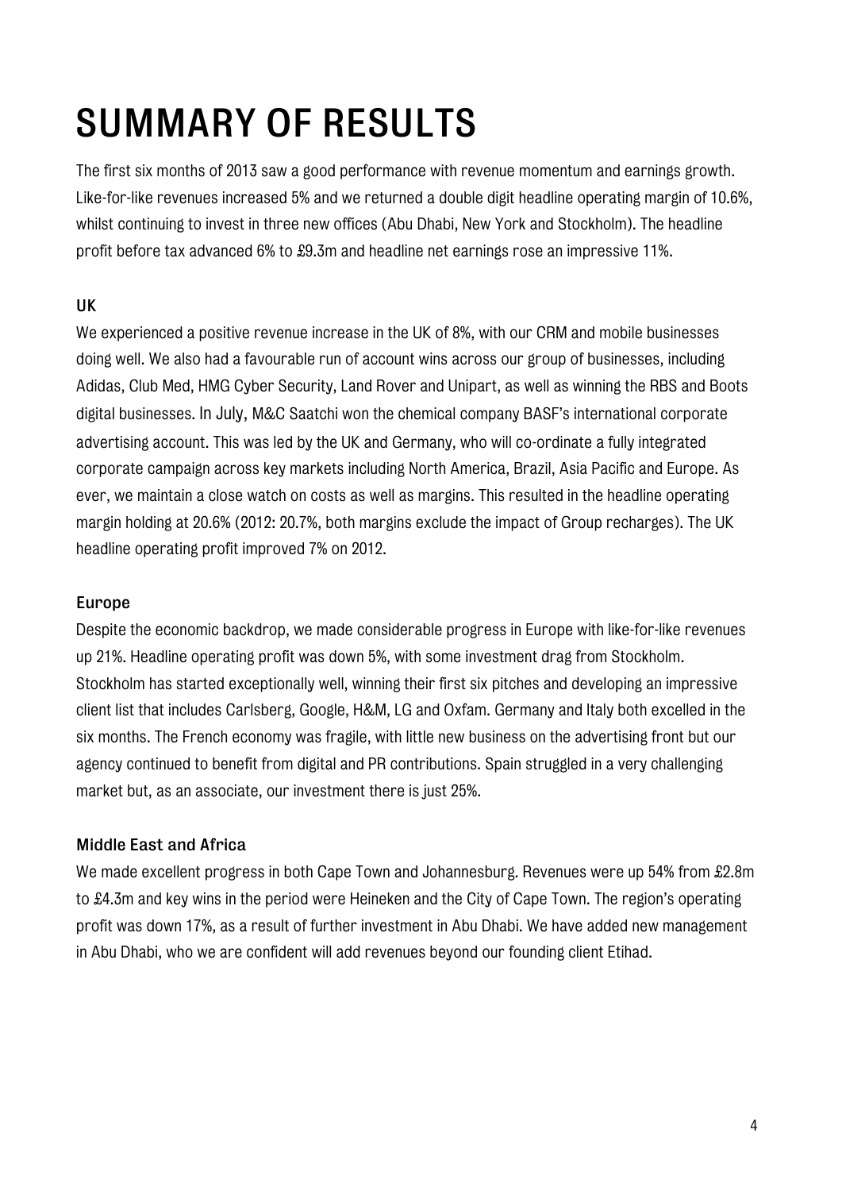# SUMMARY OF RESULTS

The first six months of 2013 saw a good performance with revenue momentum and earnings growth. Like-for-like revenues increased 5% and we returned a double digit headline operating margin of 10.6%, whilst continuing to invest in three new offices (Abu Dhabi, New York and Stockholm). The headline profit before tax advanced 6% to £9.3m and headline net earnings rose an impressive 11%.

### UK

We experienced a positive revenue increase in the UK of 8%, with our CRM and mobile businesses doing well. We also had a favourable run of account wins across our group of businesses, including Adidas, Club Med, HMG Cyber Security, Land Rover and Unipart, as well as winning the RBS and Boots digital businesses. In July, M&C Saatchi won the chemical company BASF's international corporate advertising account. This was led by the UK and Germany, who will co-ordinate a fully integrated corporate campaign across key markets including North America, Brazil, Asia Pacific and Europe. As ever, we maintain a close watch on costs as well as margins. This resulted in the headline operating margin holding at 20.6% (2012: 20.7%, both margins exclude the impact of Group recharges). The UK headline operating profit improved 7% on 2012.

### Europe

Despite the economic backdrop, we made considerable progress in Europe with like-for-like revenues up 21%. Headline operating profit was down 5%, with some investment drag from Stockholm. Stockholm has started exceptionally well, winning their first six pitches and developing an impressive client list that includes Carlsberg, Google, H&M, LG and Oxfam. Germany and Italy both excelled in the six months. The French economy was fragile, with little new business on the advertising front but our agency continued to benefit from digital and PR contributions. Spain struggled in a very challenging market but, as an associate, our investment there is just 25%.

### Middle East and Africa

We made excellent progress in both Cape Town and Johannesburg. Revenues were up 54% from £2.8m to £4.3m and key wins in the period were Heineken and the City of Cape Town. The region's operating profit was down 17%, as a result of further investment in Abu Dhabi. We have added new management in Abu Dhabi, who we are confident will add revenues beyond our founding client Etihad.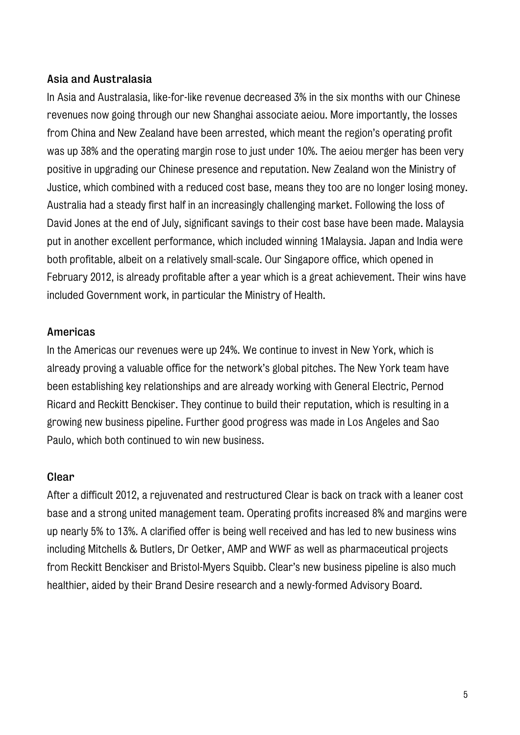### Asia and Australasia

In Asia and Australasia, like-for-like revenue decreased 3% in the six months with our Chinese revenues now going through our new Shanghai associate aeiou. More importantly, the losses from China and New Zealand have been arrested, which meant the region's operating profit was up 38% and the operating margin rose to just under 10%. The aeiou merger has been very positive in upgrading our Chinese presence and reputation. New Zealand won the Ministry of Justice, which combined with a reduced cost base, means they too are no longer losing money. Australia had a steady first half in an increasingly challenging market. Following the loss of David Jones at the end of July, significant savings to their cost base have been made. Malaysia put in another excellent performance, which included winning 1Malaysia. Japan and India were both profitable, albeit on a relatively small-scale. Our Singapore office, which opened in February 2012, is already profitable after a year which is a great achievement. Their wins have included Government work, in particular the Ministry of Health.

### Americas

In the Americas our revenues were up 24%. We continue to invest in New York, which is already proving a valuable office for the network's global pitches. The New York team have been establishing key relationships and are already working with General Electric, Pernod Ricard and Reckitt Benckiser. They continue to build their reputation, which is resulting in a growing new business pipeline. Further good progress was made in Los Angeles and Sao Paulo, which both continued to win new business.

### Clear

After a difficult 2012, a rejuvenated and restructured Clear is back on track with a leaner cost base and a strong united management team. Operating profits increased 8% and margins were up nearly 5% to 13%. A clarified offer is being well received and has led to new business wins including Mitchells & Butlers, Dr Oetker, AMP and WWF as well as pharmaceutical projects from Reckitt Benckiser and Bristol-Myers Squibb. Clear's new business pipeline is also much healthier, aided by their Brand Desire research and a newly-formed Advisory Board.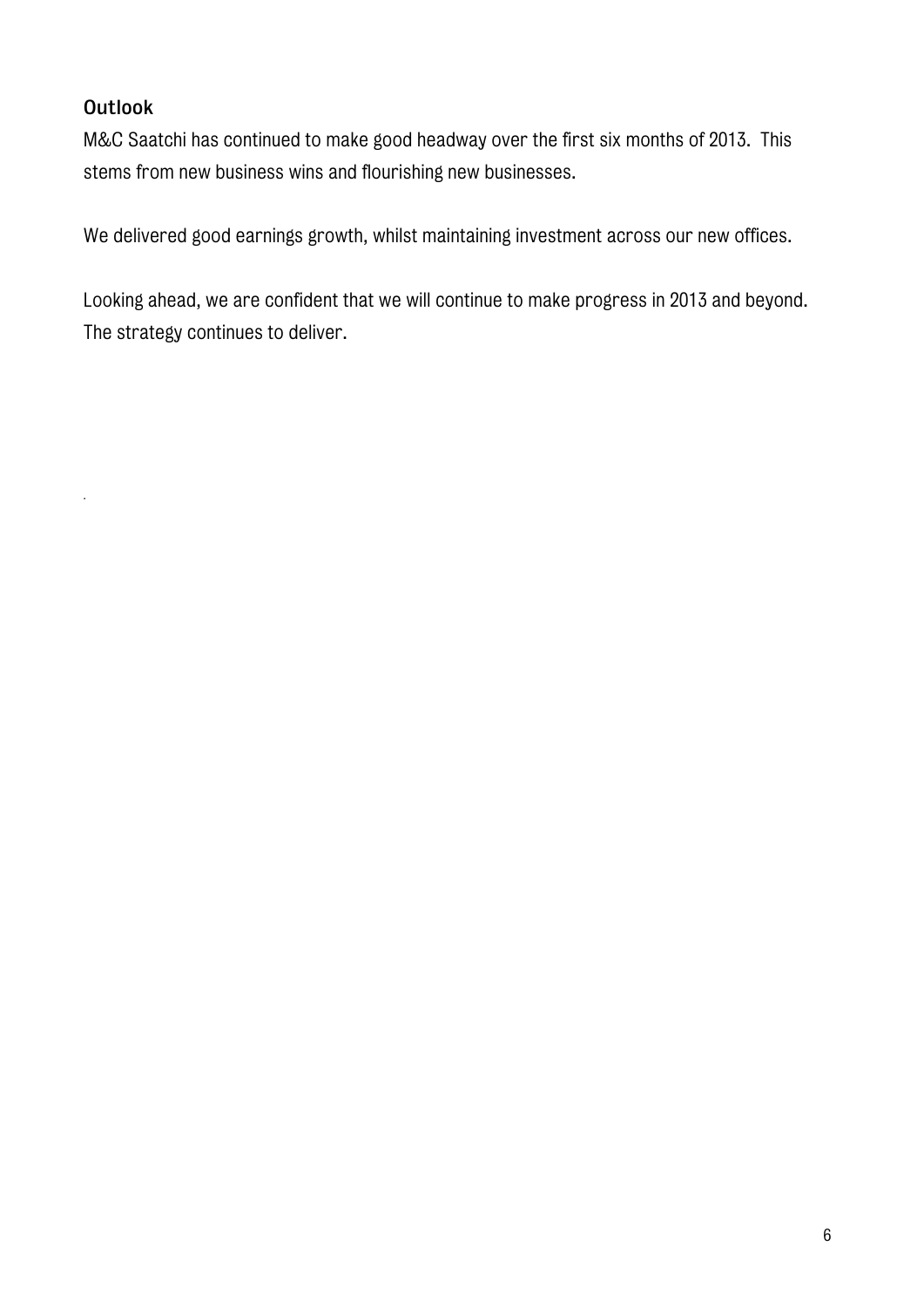## Outlook

M&C Saatchi has continued to make good headway over the first six months of 2013. This stems from new business wins and flourishing new businesses.

We delivered good earnings growth, whilst maintaining investment across our new offices.

Looking ahead, we are confident that we will continue to make progress in 2013 and beyond. The strategy continues to deliver.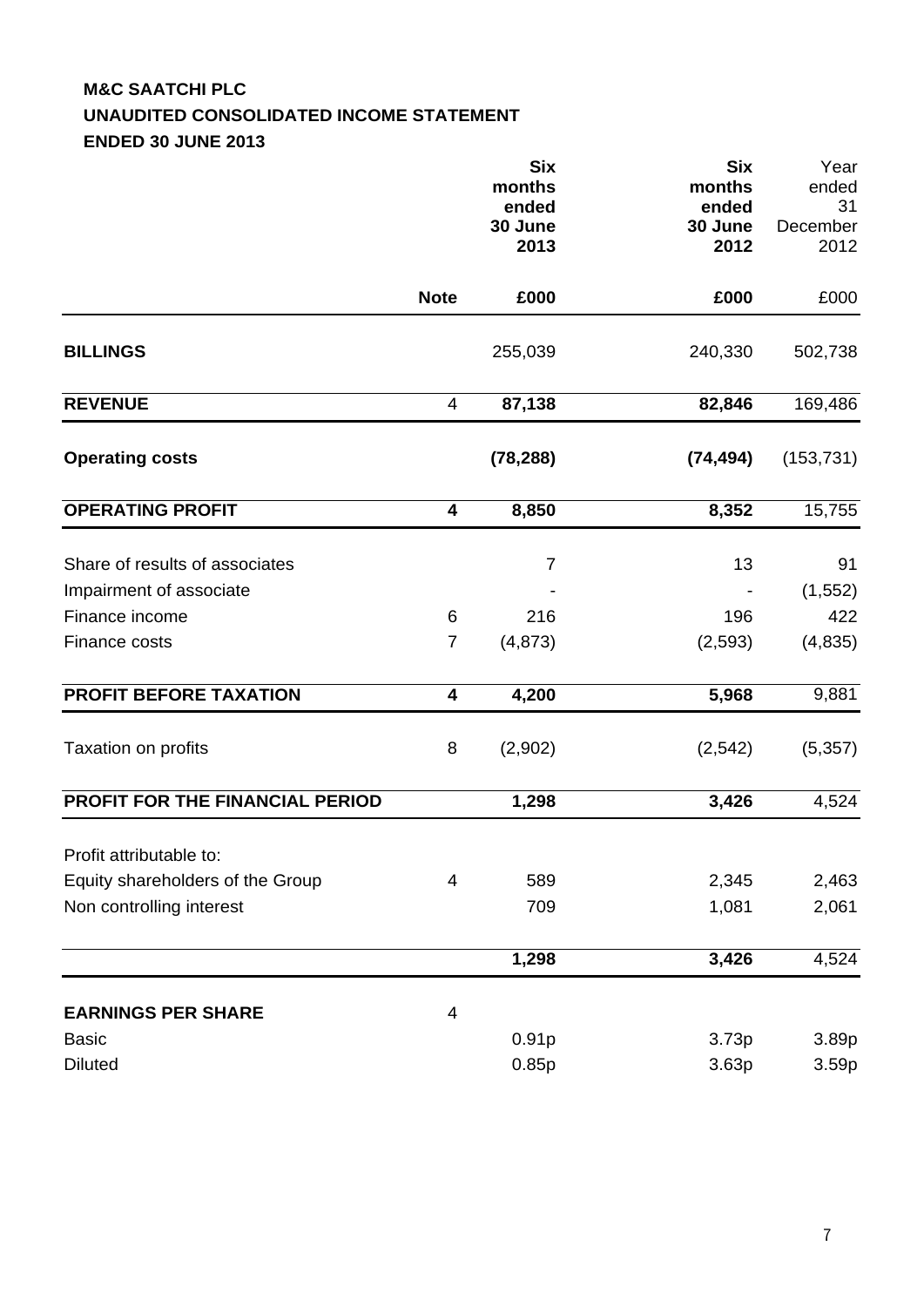**M&C SAATCHI PLC**

**UNAUDITED CONSOLIDATED INCOME STATEMENT**

**ENDED 30 JUNE 2013**

| | Note | **Six months ended 30 June 2013** | **Six months ended 30 June 2012** | Year ended 31 December 2012 |
|---|---|---|---|---|
| | | **£000** | **£000** | £000 |
| **BILLINGS** | | 255,039 | 240,330 | 502,738 |
| **REVENUE** | 4 | **87,138** | **82,846** | 169,486 |
| **Operating costs** | | **(78,288)** | **(74,494)** | (153,731) |
| **OPERATING PROFIT** | **4** | **8,850** | **8,352** | 15,755 |
| Share of results of associates | | 7 | 13 | 91 |
| Impairment of associate | | - | - | (1,552) |
| Finance income | 6 | 216 | 196 | 422 |
| Finance costs | 7 | (4,873) | (2,593) | (4,835) |
| **PROFIT BEFORE TAXATION** | **4** | **4,200** | **5,968** | 9,881 |
| Taxation on profits | 8 | (2,902) | (2,542) | (5,357) |
| **PROFIT FOR THE FINANCIAL PERIOD** | | **1,298** | **3,426** | 4,524 |
| Profit attributable to: | | | | |
| Equity shareholders of the Group | 4 | 589 | 2,345 | 2,463 |
| Non controlling interest | | 709 | 1,081 | 2,061 |
| | | **1,298** | **3,426** | 4,524 |
| **EARNINGS PER SHARE** | 4 | | | |
| Basic | | 0.91p | 3.73p | 3.89p |
| Diluted | | 0.85p | 3.63p | 3.59p |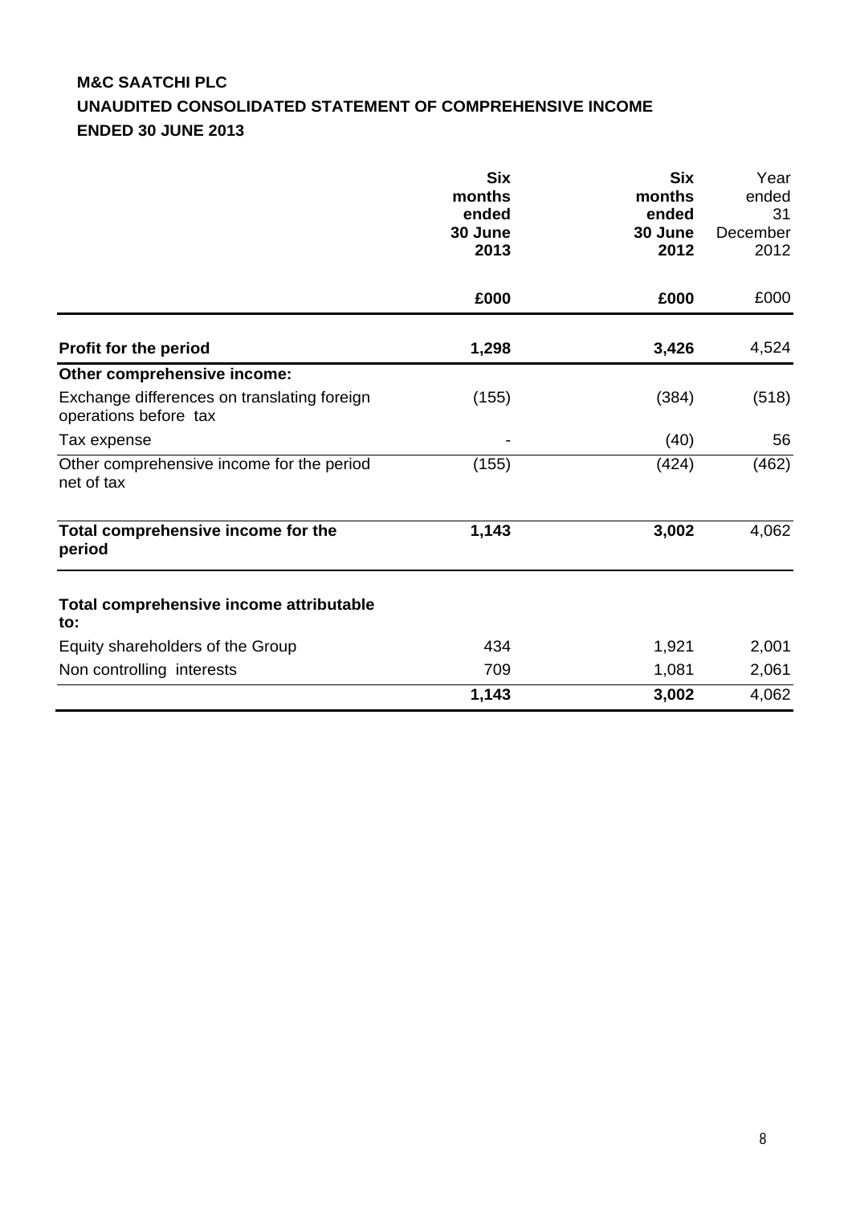**M&C SAATCHI PLC**

**UNAUDITED CONSOLIDATED STATEMENT OF COMPREHENSIVE INCOME**

**ENDED 30 JUNE 2013**

| | **Six months ended 30 June 2013** | **Six months ended 30 June 2012** | Year ended 31 December 2012 |
|---|---|---|---|
| | **£000** | **£000** | £000 |
| **Profit for the period** | **1,298** | **3,426** | 4,524 |
| **Other comprehensive income:** | | | |
| Exchange differences on translating foreign operations before tax | (155) | (384) | (518) |
| Tax expense | - | (40) | 56 |
| Other comprehensive income for the period net of tax | (155) | (424) | (462) |
| **Total comprehensive income for the period** | **1,143** | **3,002** | 4,062 |
| **Total comprehensive income attributable to:** | | | |
| Equity shareholders of the Group | 434 | 1,921 | 2,001 |
| Non controlling interests | 709 | 1,081 | 2,061 |
| | **1,143** | **3,002** | 4,062 |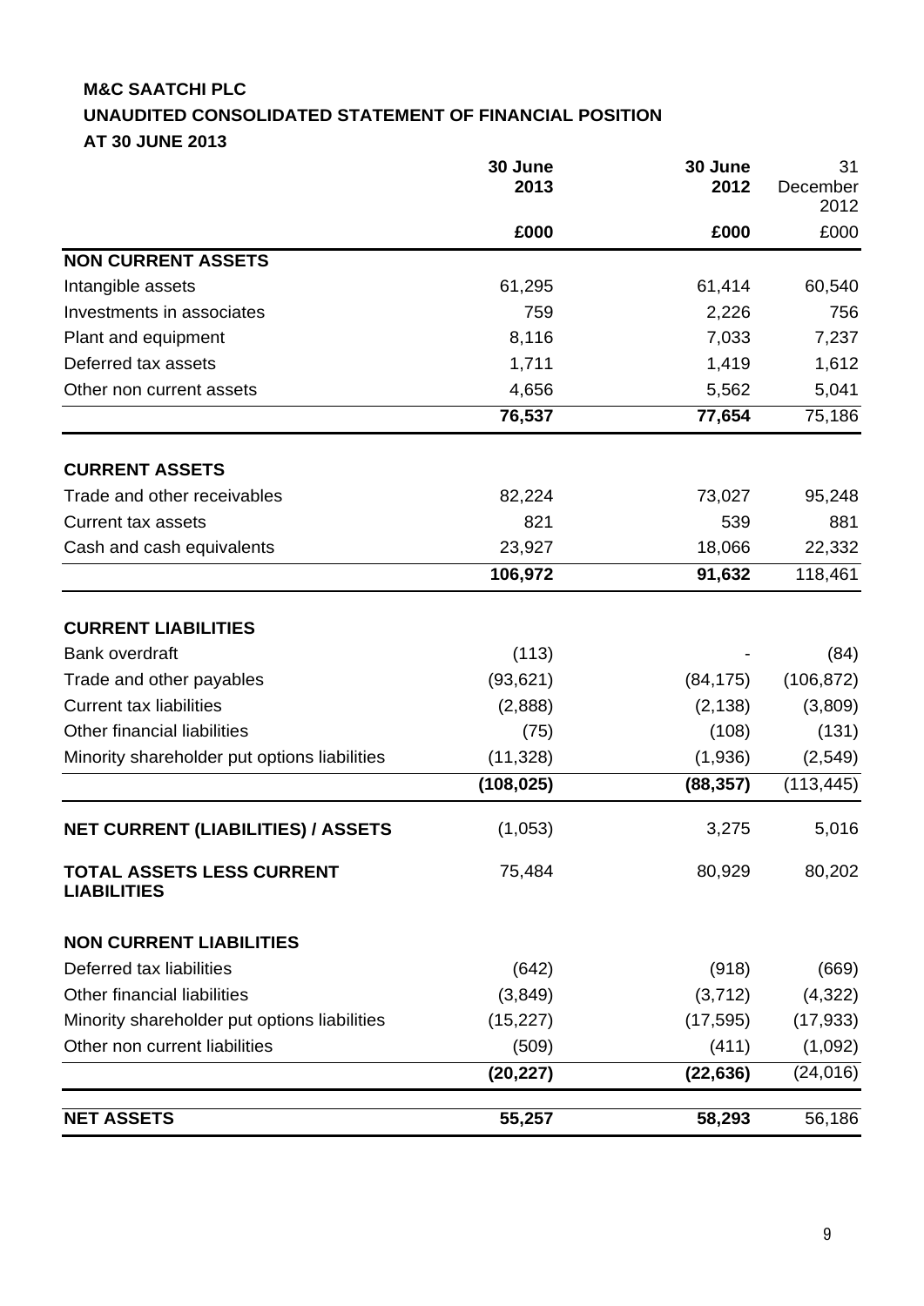**M&C SAATCHI PLC**

**UNAUDITED CONSOLIDATED STATEMENT OF FINANCIAL POSITION**

**AT 30 JUNE 2013**

| | **30 June 2013** | **30 June 2012** | 31 December 2012 |
|---|---|---|---|
| | **£000** | **£000** | £000 |
| **NON CURRENT ASSETS** | | | |
| Intangible assets | 61,295 | 61,414 | 60,540 |
| Investments in associates | 759 | 2,226 | 756 |
| Plant and equipment | 8,116 | 7,033 | 7,237 |
| Deferred tax assets | 1,711 | 1,419 | 1,612 |
| Other non current assets | 4,656 | 5,562 | 5,041 |
| | **76,537** | **77,654** | 75,186 |
| **CURRENT ASSETS** | | | |
| Trade and other receivables | 82,224 | 73,027 | 95,248 |
| Current tax assets | 821 | 539 | 881 |
| Cash and cash equivalents | 23,927 | 18,066 | 22,332 |
| | **106,972** | **91,632** | 118,461 |
| **CURRENT LIABILITIES** | | | |
| Bank overdraft | (113) | - | (84) |
| Trade and other payables | (93,621) | (84,175) | (106,872) |
| Current tax liabilities | (2,888) | (2,138) | (3,809) |
| Other financial liabilities | (75) | (108) | (131) |
| Minority shareholder put options liabilities | (11,328) | (1,936) | (2,549) |
| | **(108,025)** | **(88,357)** | (113,445) |
| **NET CURRENT (LIABILITIES) / ASSETS** | (1,053) | 3,275 | 5,016 |
| **TOTAL ASSETS LESS CURRENT LIABILITIES** | 75,484 | 80,929 | 80,202 |
| **NON CURRENT LIABILITIES** | | | |
| Deferred tax liabilities | (642) | (918) | (669) |
| Other financial liabilities | (3,849) | (3,712) | (4,322) |
| Minority shareholder put options liabilities | (15,227) | (17,595) | (17,933) |
| Other non current liabilities | (509) | (411) | (1,092) |
| | **(20,227)** | **(22,636)** | (24,016) |
| **NET ASSETS** | **55,257** | **58,293** | 56,186 |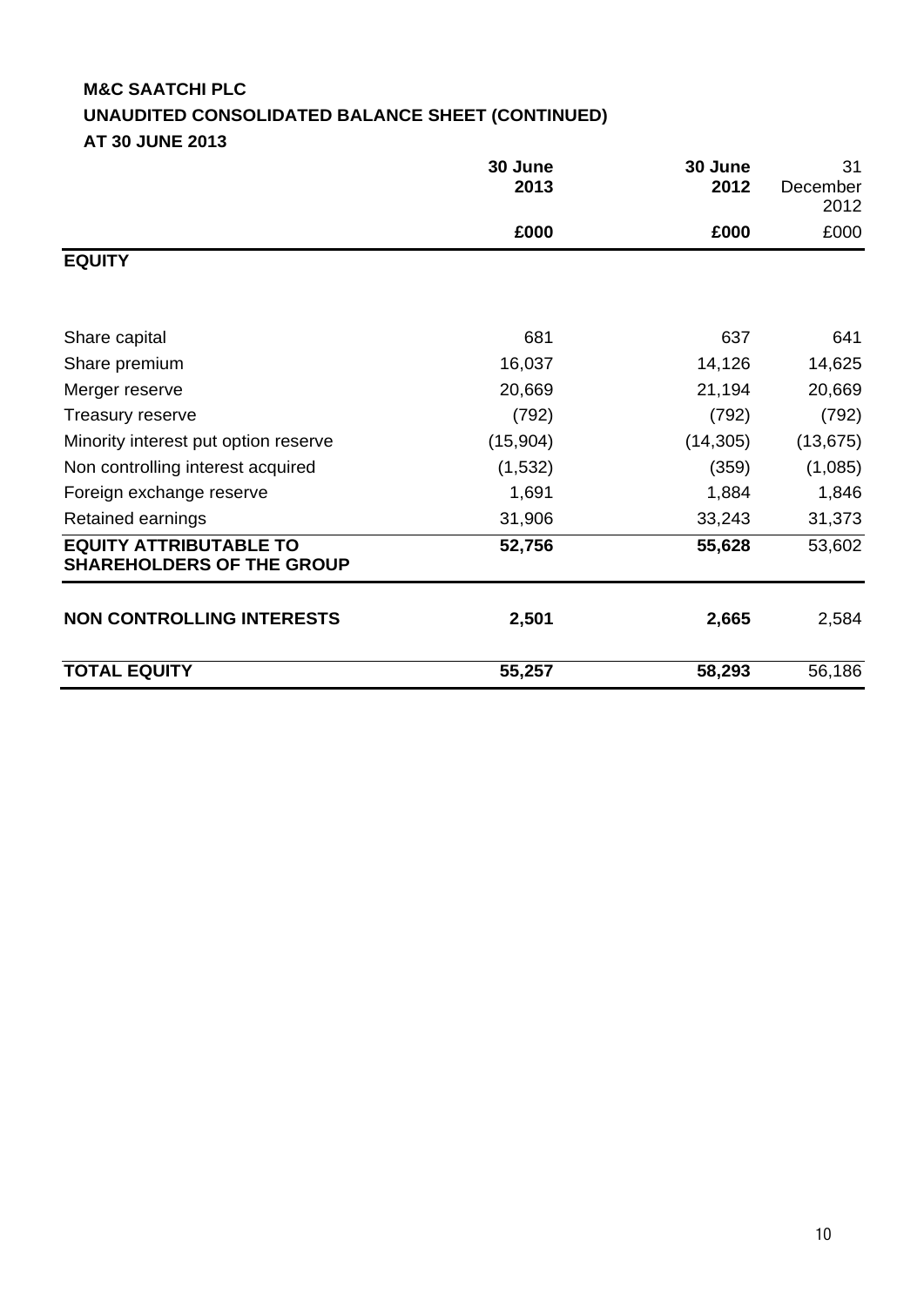**M&C SAATCHI PLC**

**UNAUDITED CONSOLIDATED BALANCE SHEET (CONTINUED)**

**AT 30 JUNE 2013**

| | **30 June 2013** | **30 June 2012** | 31 December 2012 |
|---|---|---|---|
| | **£000** | **£000** | £000 |
| **EQUITY** | | | |
| Share capital | 681 | 637 | 641 |
| Share premium | 16,037 | 14,126 | 14,625 |
| Merger reserve | 20,669 | 21,194 | 20,669 |
| Treasury reserve | (792) | (792) | (792) |
| Minority interest put option reserve | (15,904) | (14,305) | (13,675) |
| Non controlling interest acquired | (1,532) | (359) | (1,085) |
| Foreign exchange reserve | 1,691 | 1,884 | 1,846 |
| Retained earnings | 31,906 | 33,243 | 31,373 |
| **EQUITY ATTRIBUTABLE TO SHAREHOLDERS OF THE GROUP** | **52,756** | **55,628** | 53,602 |
| **NON CONTROLLING INTERESTS** | **2,501** | **2,665** | 2,584 |
| **TOTAL EQUITY** | **55,257** | **58,293** | 56,186 |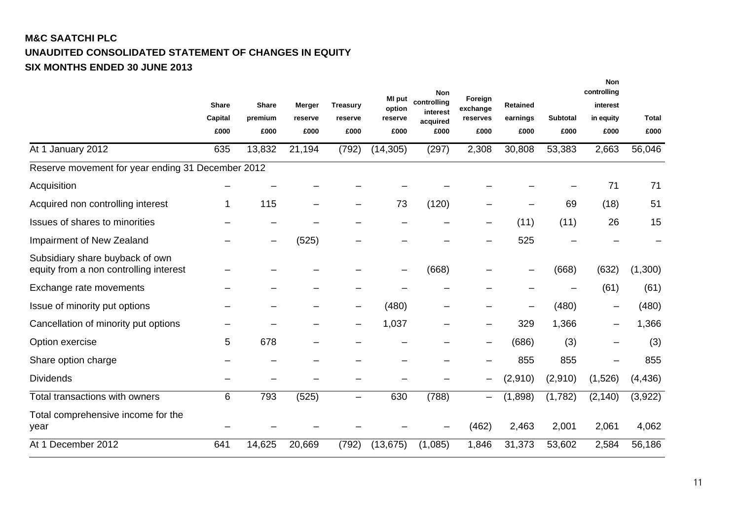**M&C SAATCHI PLC**

**UNAUDITED CONSOLIDATED STATEMENT OF CHANGES IN EQUITY**

**SIX MONTHS ENDED 30 JUNE 2013**

| | Share Capital £000 | Share premium £000 | Merger reserve £000 | Treasury reserve £000 | MI put option reserve £000 | Non controlling interest acquired £000 | Foreign exchange reserves £000 | Retained earnings £000 | Subtotal £000 | Non controlling interest in equity £000 | Total £000 |
|---|---|---|---|---|---|---|---|---|---|---|---|
| At 1 January 2012 | 635 | 13,832 | 21,194 | (792) | (14,305) | (297) | 2,308 | 30,808 | 53,383 | 2,663 | 56,046 |
| Reserve movement for year ending 31 December 2012 | | | | | | | | | | | |
| Acquisition | – | – | – | – | – | – | – | – | – | 71 | 71 |
| Acquired non controlling interest | 1 | 115 | – | – | 73 | (120) | – | – | 69 | (18) | 51 |
| Issues of shares to minorities | – | – | – | – | – | – | – | (11) | (11) | 26 | 15 |
| Impairment of New Zealand | – | – | (525) | – | – | – | – | 525 | – | – | – |
| Subsidiary share buyback of own equity from a non controlling interest | – | – | – | – | – | (668) | – | – | (668) | (632) | (1,300) |
| Exchange rate movements | – | – | – | – | – | – | – | – | – | (61) | (61) |
| Issue of minority put options | – | – | – | – | (480) | – | – | – | (480) | – | (480) |
| Cancellation of minority put options | – | – | – | – | 1,037 | – | – | 329 | 1,366 | – | 1,366 |
| Option exercise | 5 | 678 | – | – | – | – | – | (686) | (3) | – | (3) |
| Share option charge | – | – | – | – | – | – | – | 855 | 855 | – | 855 |
| Dividends | – | – | – | – | – | – | – | (2,910) | (2,910) | (1,526) | (4,436) |
| Total transactions with owners | 6 | 793 | (525) | – | 630 | (788) | – | (1,898) | (1,782) | (2,140) | (3,922) |
| Total comprehensive income for the year | – | – | – | – | – | – | (462) | 2,463 | 2,001 | 2,061 | 4,062 |
| At 1 December 2012 | 641 | 14,625 | 20,669 | (792) | (13,675) | (1,085) | 1,846 | 31,373 | 53,602 | 2,584 | 56,186 |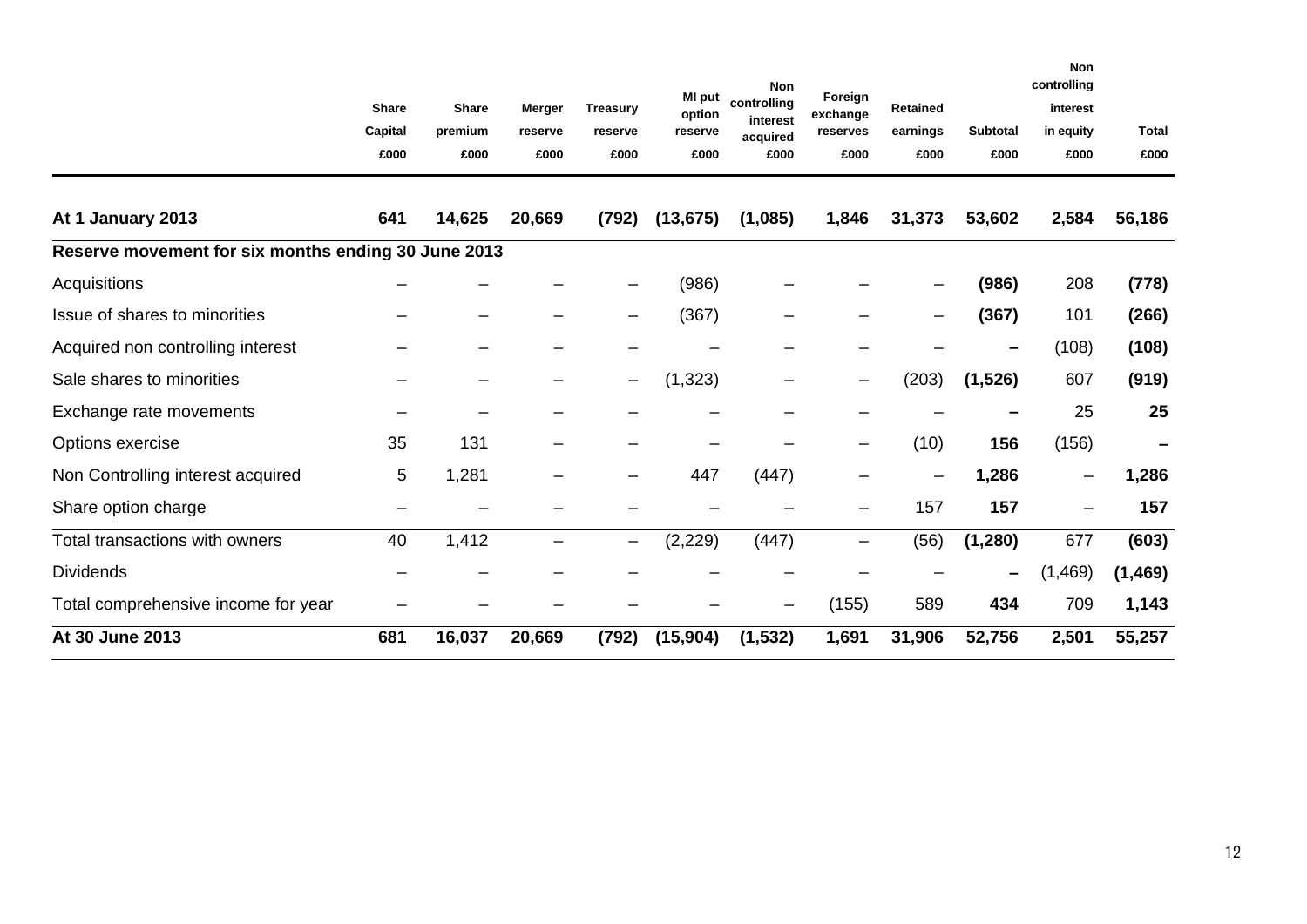| | Share Capital £000 | Share premium £000 | Merger reserve £000 | Treasury reserve £000 | MI put option reserve £000 | Non controlling interest acquired £000 | Foreign exchange reserves £000 | Retained earnings £000 | Subtotal £000 | Non controlling interest in equity £000 | Total £000 |
|---|---|---|---|---|---|---|---|---|---|---|---|
| **At 1 January 2013** | **641** | **14,625** | **20,669** | **(792)** | **(13,675)** | **(1,085)** | **1,846** | **31,373** | **53,602** | **2,584** | **56,186** |
| **Reserve movement for six months ending 30 June 2013** | | | | | | | | | | | |
| Acquisitions | – | – | – | – | (986) | – | – | – | **(986)** | 208 | **(778)** |
| Issue of shares to minorities | – | – | – | – | (367) | – | – | – | **(367)** | 101 | **(266)** |
| Acquired non controlling interest | – | – | – | – | – | – | – | – | **–** | (108) | **(108)** |
| Sale shares to minorities | – | – | – | – | (1,323) | – | – | (203) | **(1,526)** | 607 | **(919)** |
| Exchange rate movements | – | – | – | – | – | – | – | – | **–** | 25 | **25** |
| Options exercise | 35 | 131 | – | – | – | – | – | (10) | **156** | (156) | **–** |
| Non Controlling interest acquired | 5 | 1,281 | – | – | 447 | (447) | – | – | **1,286** | – | **1,286** |
| Share option charge | – | – | – | – | – | – | – | 157 | **157** | – | **157** |
| Total transactions with owners | 40 | 1,412 | – | – | (2,229) | (447) | – | (56) | **(1,280)** | 677 | **(603)** |
| Dividends | – | – | – | – | – | – | – | – | **–** | (1,469) | **(1,469)** |
| Total comprehensive income for year | – | – | – | – | – | – | (155) | 589 | **434** | 709 | **1,143** |
| **At 30 June 2013** | **681** | **16,037** | **20,669** | **(792)** | **(15,904)** | **(1,532)** | **1,691** | **31,906** | **52,756** | **2,501** | **55,257** |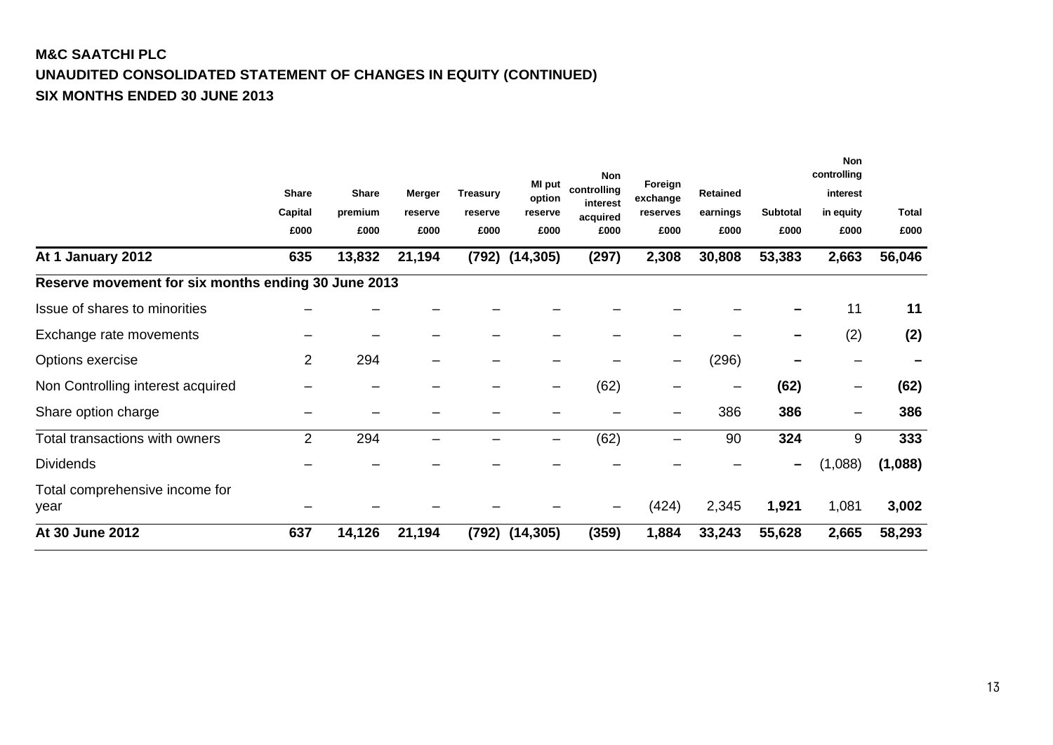**M&C SAATCHI PLC**

**UNAUDITED CONSOLIDATED STATEMENT OF CHANGES IN EQUITY (CONTINUED)**

**SIX MONTHS ENDED 30 JUNE 2013**

| | Share Capital £000 | Share premium £000 | Merger reserve £000 | Treasury reserve £000 | MI put option reserve £000 | Non controlling interest acquired £000 | Foreign exchange reserves £000 | Retained earnings £000 | Subtotal £000 | Non controlling interest in equity £000 | Total £000 |
|---|---|---|---|---|---|---|---|---|---|---|---|
| **At 1 January 2012** | **635** | **13,832** | **21,194** | **(792)** | **(14,305)** | **(297)** | **2,308** | **30,808** | **53,383** | **2,663** | **56,046** |
| **Reserve movement for six months ending 30 June 2013** | | | | | | | | | | | |
| Issue of shares to minorities | – | – | – | – | – | – | – | – | **–** | 11 | **11** |
| Exchange rate movements | – | – | – | – | – | – | – | – | **–** | (2) | **(2)** |
| Options exercise | 2 | 294 | – | – | – | – | – | (296) | **–** | – | **–** |
| Non Controlling interest acquired | – | – | – | – | – | (62) | – | – | **(62)** | – | **(62)** |
| Share option charge | – | – | – | – | – | – | – | 386 | **386** | – | **386** |
| Total transactions with owners | 2 | 294 | – | – | – | (62) | – | 90 | **324** | 9 | **333** |
| Dividends | – | – | – | – | – | – | – | – | **–** | (1,088) | **(1,088)** |
| Total comprehensive income for year | – | – | – | – | – | – | (424) | 2,345 | **1,921** | 1,081 | **3,002** |
| **At 30 June 2012** | **637** | **14,126** | **21,194** | **(792)** | **(14,305)** | **(359)** | **1,884** | **33,243** | **55,628** | **2,665** | **58,293** |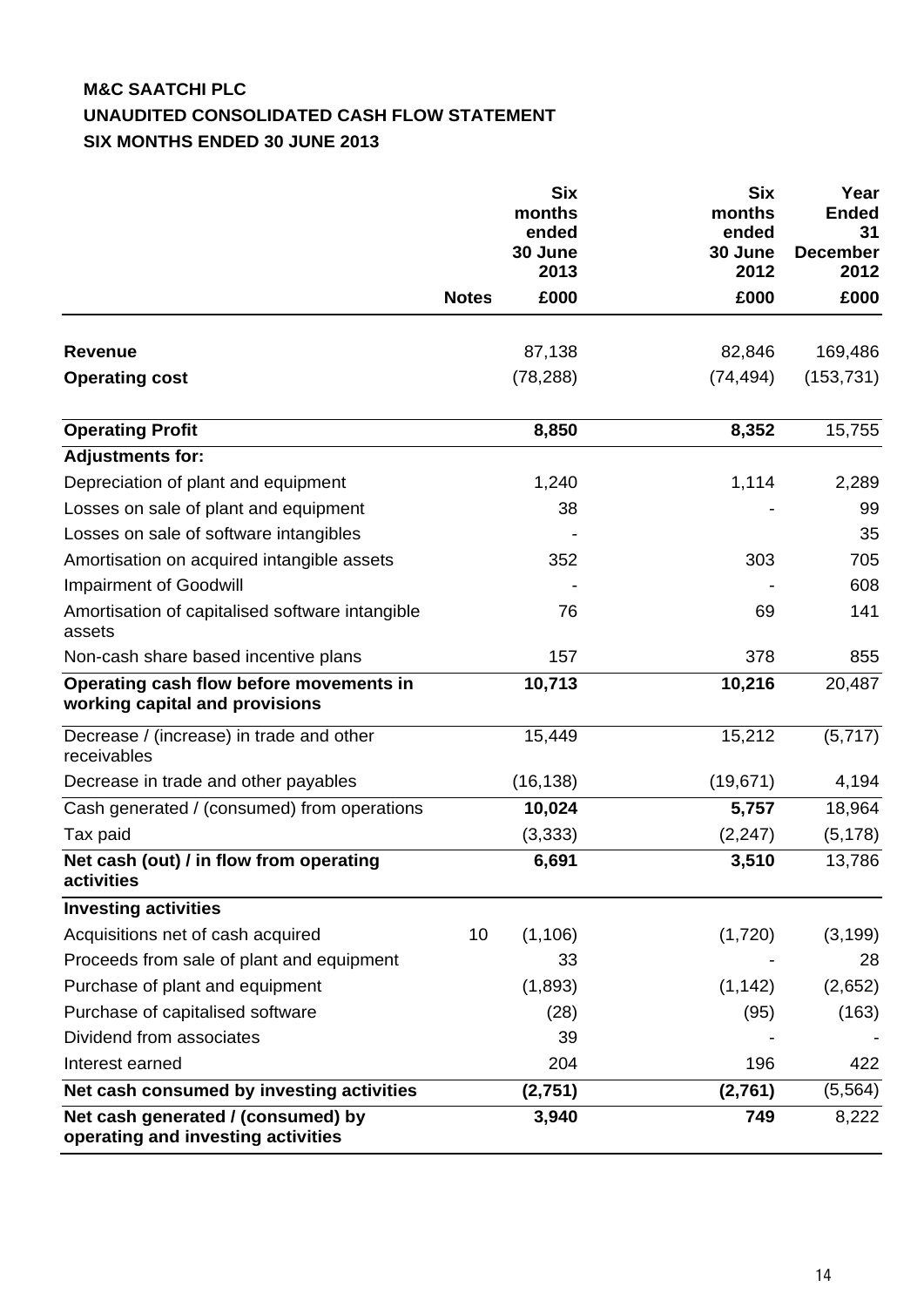**M&C SAATCHI PLC**
**UNAUDITED CONSOLIDATED CASH FLOW STATEMENT**
**SIX MONTHS ENDED 30 JUNE 2013**

| | Notes | Six months ended 30 June 2013 £000 | Six months ended 30 June 2012 £000 | Year Ended 31 December 2012 £000 |
|---|---|---|---|---|
| **Revenue** | | 87,138 | 82,846 | 169,486 |
| **Operating cost** | | (78,288) | (74,494) | (153,731) |
| **Operating Profit** | | **8,850** | **8,352** | 15,755 |
| **Adjustments for:** | | | | |
| Depreciation of plant and equipment | | 1,240 | 1,114 | 2,289 |
| Losses on sale of plant and equipment | | 38 | - | 99 |
| Losses on sale of software intangibles | | - | | 35 |
| Amortisation on acquired intangible assets | | 352 | 303 | 705 |
| Impairment of Goodwill | | - | - | 608 |
| Amortisation of capitalised software intangible assets | | 76 | 69 | 141 |
| Non-cash share based incentive plans | | 157 | 378 | 855 |
| **Operating cash flow before movements in working capital and provisions** | | **10,713** | **10,216** | 20,487 |
| Decrease / (increase) in trade and other receivables | | 15,449 | 15,212 | (5,717) |
| Decrease in trade and other payables | | (16,138) | (19,671) | 4,194 |
| Cash generated / (consumed) from operations | | **10,024** | **5,757** | 18,964 |
| Tax paid | | (3,333) | (2,247) | (5,178) |
| **Net cash (out) / in flow from operating activities** | | **6,691** | **3,510** | 13,786 |
| **Investing activities** | | | | |
| Acquisitions net of cash acquired | 10 | (1,106) | (1,720) | (3,199) |
| Proceeds from sale of plant and equipment | | 33 | - | 28 |
| Purchase of plant and equipment | | (1,893) | (1,142) | (2,652) |
| Purchase of capitalised software | | (28) | (95) | (163) |
| Dividend from associates | | 39 | - | - |
| Interest earned | | 204 | 196 | 422 |
| **Net cash consumed by investing activities** | | **(2,751)** | **(2,761)** | (5,564) |
| **Net cash generated / (consumed) by operating and investing activities** | | **3,940** | **749** | 8,222 |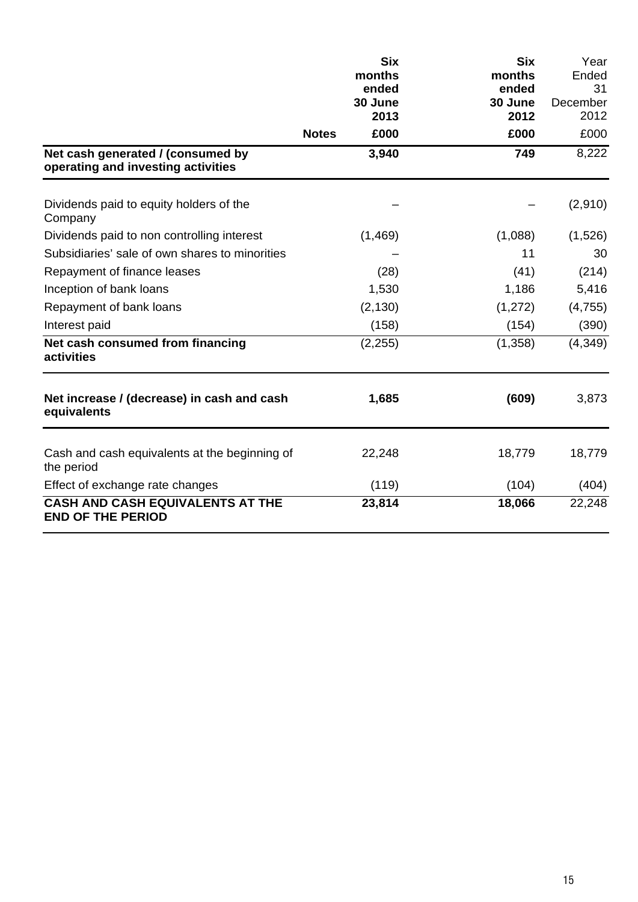| | Notes | Six months ended 30 June 2013 | Six months ended 30 June 2012 | Year Ended 31 December 2012 |
|---|---|---|---|---|
| | | **£000** | **£000** | £000 |
| **Net cash generated / (consumed by operating and investing activities** | | **3,940** | **749** | 8,222 |
| Dividends paid to equity holders of the Company | | – | – | (2,910) |
| Dividends paid to non controlling interest | | (1,469) | (1,088) | (1,526) |
| Subsidiaries' sale of own shares to minorities | | – | 11 | 30 |
| Repayment of finance leases | | (28) | (41) | (214) |
| Inception of bank loans | | 1,530 | 1,186 | 5,416 |
| Repayment of bank loans | | (2,130) | (1,272) | (4,755) |
| Interest paid | | (158) | (154) | (390) |
| **Net cash consumed from financing activities** | | (2,255) | (1,358) | (4,349) |
| **Net increase / (decrease) in cash and cash equivalents** | | **1,685** | **(609)** | 3,873 |
| Cash and cash equivalents at the beginning of the period | | 22,248 | 18,779 | 18,779 |
| Effect of exchange rate changes | | (119) | (104) | (404) |
| **CASH AND CASH EQUIVALENTS AT THE END OF THE PERIOD** | | **23,814** | **18,066** | 22,248 |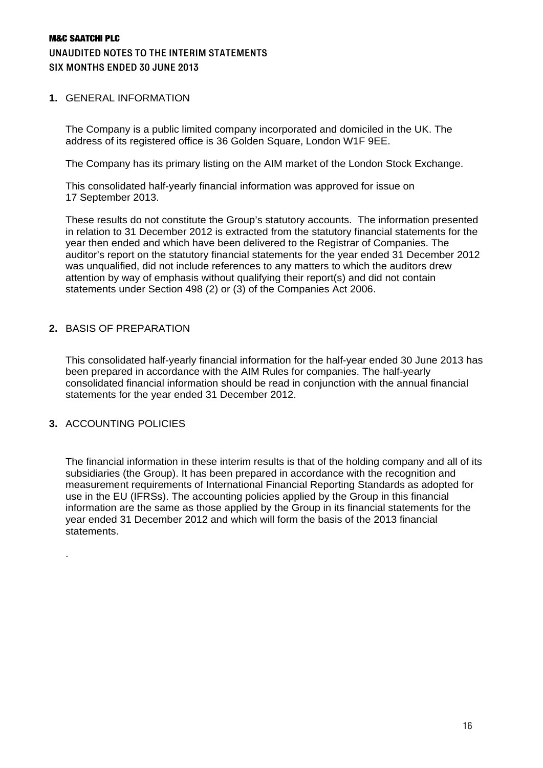# M&C SAATCHI PLC

## UNAUDITED NOTES TO THE INTERIM STATEMENTS

## SIX MONTHS ENDED 30 JUNE 2013

### 1. GENERAL INFORMATION

The Company is a public limited company incorporated and domiciled in the UK. The address of its registered office is 36 Golden Square, London W1F 9EE.

The Company has its primary listing on the AIM market of the London Stock Exchange.

This consolidated half-yearly financial information was approved for issue on 17 September 2013.

These results do not constitute the Group's statutory accounts. The information presented in relation to 31 December 2012 is extracted from the statutory financial statements for the year then ended and which have been delivered to the Registrar of Companies. The auditor's report on the statutory financial statements for the year ended 31 December 2012 was unqualified, did not include references to any matters to which the auditors drew attention by way of emphasis without qualifying their report(s) and did not contain statements under Section 498 (2) or (3) of the Companies Act 2006.

### 2. BASIS OF PREPARATION

This consolidated half-yearly financial information for the half-year ended 30 June 2013 has been prepared in accordance with the AIM Rules for companies. The half-yearly consolidated financial information should be read in conjunction with the annual financial statements for the year ended 31 December 2012.

### 3. ACCOUNTING POLICIES

The financial information in these interim results is that of the holding company and all of its subsidiaries (the Group). It has been prepared in accordance with the recognition and measurement requirements of International Financial Reporting Standards as adopted for use in the EU (IFRSs). The accounting policies applied by the Group in this financial information are the same as those applied by the Group in its financial statements for the year ended 31 December 2012 and which will form the basis of the 2013 financial statements.

.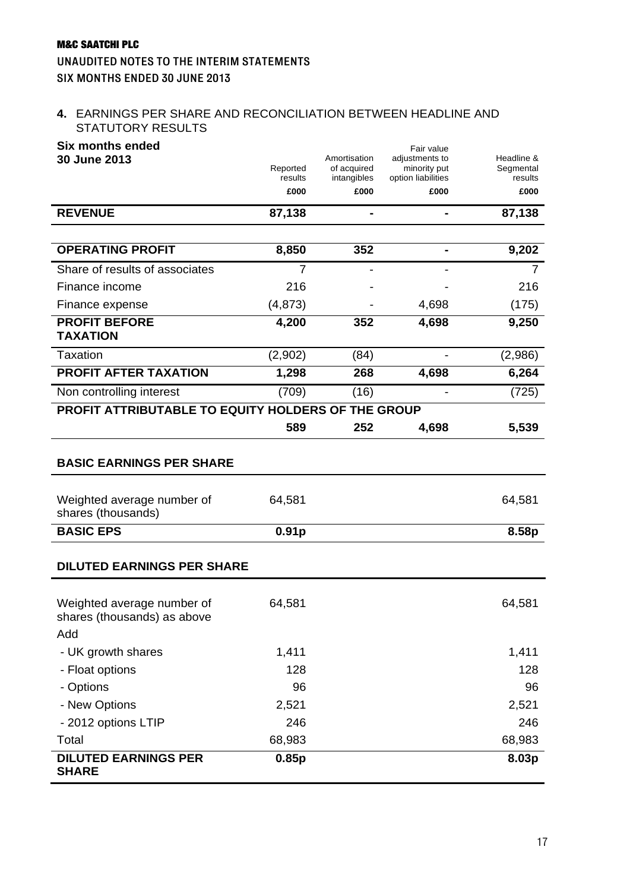**M&C SAATCHI PLC**

**UNAUDITED NOTES TO THE INTERIM STATEMENTS**

**SIX MONTHS ENDED 30 JUNE 2013**

## 4. EARNINGS PER SHARE AND RECONCILIATION BETWEEN HEADLINE AND STATUTORY RESULTS

| Six months ended 30 June 2013 | Reported results £000 | Amortisation of acquired intangibles £000 | Fair value adjustments to minority put option liabilities £000 | Headline & Segmental results £000 |
|---|---|---|---|---|
| **REVENUE** | **87,138** | **-** | **-** | **87,138** |
| | | | | |
| **OPERATING PROFIT** | **8,850** | **352** | **-** | **9,202** |
| Share of results of associates | 7 | - | - | 7 |
| Finance income | 216 | - | - | 216 |
| Finance expense | (4,873) | - | 4,698 | (175) |
| **PROFIT BEFORE TAXATION** | **4,200** | **352** | **4,698** | **9,250** |
| Taxation | (2,902) | (84) | - | (2,986) |
| **PROFIT AFTER TAXATION** | **1,298** | **268** | **4,698** | **6,264** |
| Non controlling interest | (709) | (16) | - | (725) |
| **PROFIT ATTRIBUTABLE TO EQUITY HOLDERS OF THE GROUP** | **589** | **252** | **4,698** | **5,539** |
| | | | | |
| **BASIC EARNINGS PER SHARE** | | | | |
| Weighted average number of shares (thousands) | 64,581 | | | 64,581 |
| **BASIC EPS** | **0.91p** | | | **8.58p** |
| | | | | |
| **DILUTED EARNINGS PER SHARE** | | | | |
| Weighted average number of shares (thousands) as above | 64,581 | | | 64,581 |
| Add | | | | |
| - UK growth shares | 1,411 | | | 1,411 |
| - Float options | 128 | | | 128 |
| - Options | 96 | | | 96 |
| - New Options | 2,521 | | | 2,521 |
| - 2012 options LTIP | 246 | | | 246 |
| Total | 68,983 | | | 68,983 |
| **DILUTED EARNINGS PER SHARE** | **0.85p** | | | **8.03p** |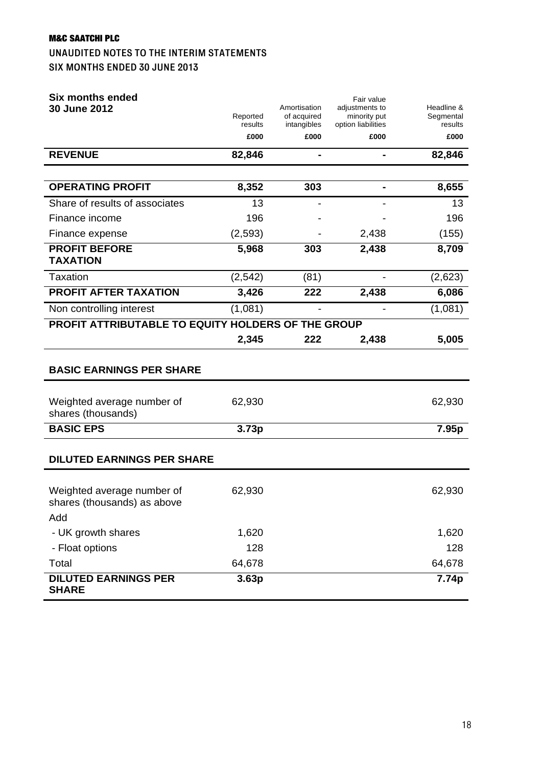**M&C SAATCHI PLC**

UNAUDITED NOTES TO THE INTERIM STATEMENTS

SIX MONTHS ENDED 30 JUNE 2013

| Six months ended 30 June 2012 | Reported results £000 | Amortisation of acquired intangibles £000 | Fair value adjustments to minority put option liabilities £000 | Headline & Segmental results £000 |
|---|---|---|---|---|
| **REVENUE** | **82,846** | **-** | **-** | **82,846** |
| | | | | |
| **OPERATING PROFIT** | **8,352** | **303** | **-** | **8,655** |
| Share of results of associates | 13 | - | - | 13 |
| Finance income | 196 | - | - | 196 |
| Finance expense | (2,593) | - | 2,438 | (155) |
| **PROFIT BEFORE TAXATION** | **5,968** | **303** | **2,438** | **8,709** |
| Taxation | (2,542) | (81) | - | (2,623) |
| **PROFIT AFTER TAXATION** | **3,426** | **222** | **2,438** | **6,086** |
| Non controlling interest | (1,081) | - | - | (1,081) |
| **PROFIT ATTRIBUTABLE TO EQUITY HOLDERS OF THE GROUP** | | | | |
| | **2,345** | **222** | **2,438** | **5,005** |
| | | | | |
| **BASIC EARNINGS PER SHARE** | | | | |
| Weighted average number of shares (thousands) | 62,930 | | | 62,930 |
| **BASIC EPS** | **3.73p** | | | **7.95p** |
| | | | | |
| **DILUTED EARNINGS PER SHARE** | | | | |
| Weighted average number of shares (thousands) as above | 62,930 | | | 62,930 |
| Add | | | | |
| - UK growth shares | 1,620 | | | 1,620 |
| - Float options | 128 | | | 128 |
| Total | 64,678 | | | 64,678 |
| **DILUTED EARNINGS PER SHARE** | **3.63p** | | | **7.74p** |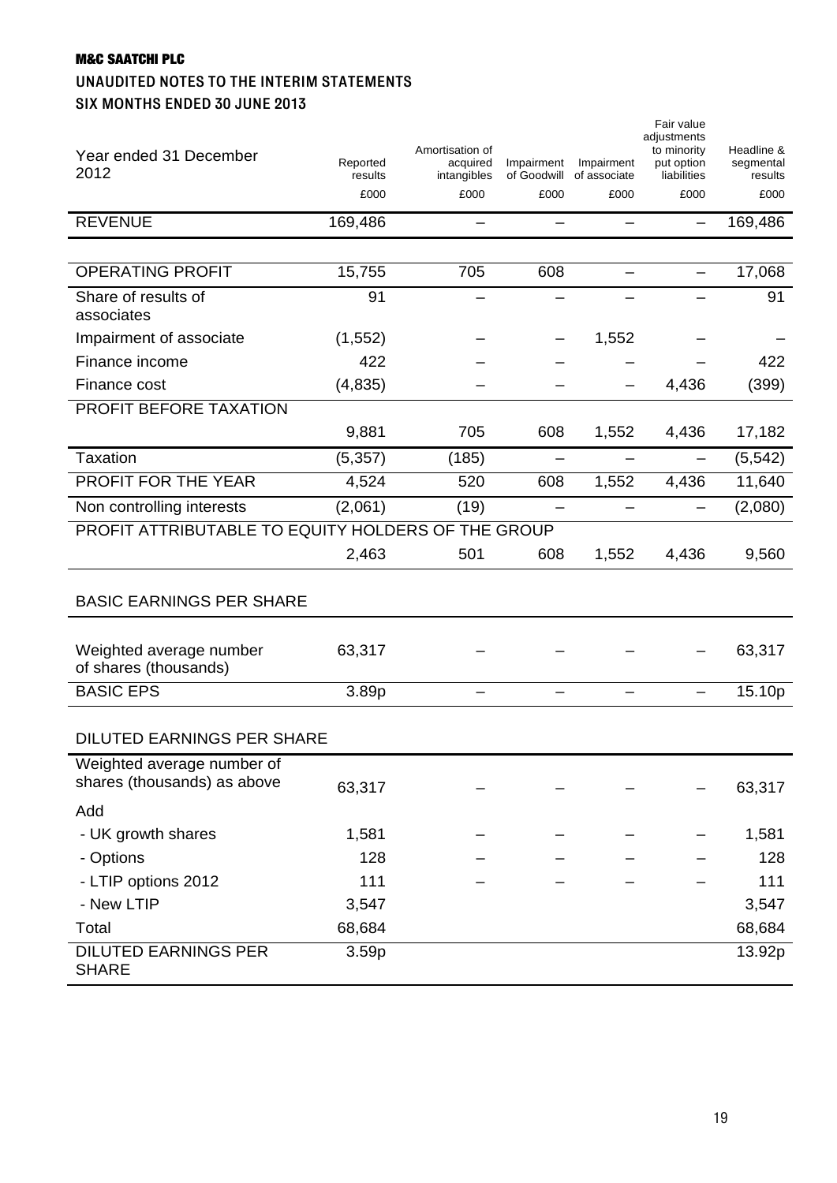**M&C SAATCHI PLC**

**UNAUDITED NOTES TO THE INTERIM STATEMENTS**

**SIX MONTHS ENDED 30 JUNE 2013**

| Year ended 31 December 2012 | Reported results | Amortisation of acquired intangibles | Impairment of Goodwill | Impairment of associate | Fair value adjustments to minority put option liabilities | Headline & segmental results |
|---|---|---|---|---|---|---|
| | £000 | £000 | £000 | £000 | £000 | £000 |
| REVENUE | 169,486 | – | – | – | – | 169,486 |
| OPERATING PROFIT | 15,755 | 705 | 608 | – | – | 17,068 |
| Share of results of associates | 91 | – | – | – | – | 91 |
| Impairment of associate | (1,552) | – | – | 1,552 | – | – |
| Finance income | 422 | – | – | – | – | 422 |
| Finance cost | (4,835) | – | – | – | 4,436 | (399) |
| PROFIT BEFORE TAXATION | 9,881 | 705 | 608 | 1,552 | 4,436 | 17,182 |
| Taxation | (5,357) | (185) | – | – | – | (5,542) |
| PROFIT FOR THE YEAR | 4,524 | 520 | 608 | 1,552 | 4,436 | 11,640 |
| Non controlling interests | (2,061) | (19) | – | – | – | (2,080) |
| PROFIT ATTRIBUTABLE TO EQUITY HOLDERS OF THE GROUP | 2,463 | 501 | 608 | 1,552 | 4,436 | 9,560 |
| BASIC EARNINGS PER SHARE | | | | | | |
| Weighted average number of shares (thousands) | 63,317 | – | – | – | – | 63,317 |
| BASIC EPS | 3.89p | – | – | – | – | 15.10p |
| DILUTED EARNINGS PER SHARE | | | | | | |
| Weighted average number of shares (thousands) as above | 63,317 | – | – | – | – | 63,317 |
| Add | | | | | | |
| - UK growth shares | 1,581 | – | – | – | – | 1,581 |
| - Options | 128 | – | – | – | – | 128 |
| - LTIP options 2012 | 111 | – | – | – | – | 111 |
| - New LTIP | 3,547 | | | | | 3,547 |
| Total | 68,684 | | | | | 68,684 |
| DILUTED EARNINGS PER SHARE | 3.59p | | | | | 13.92p |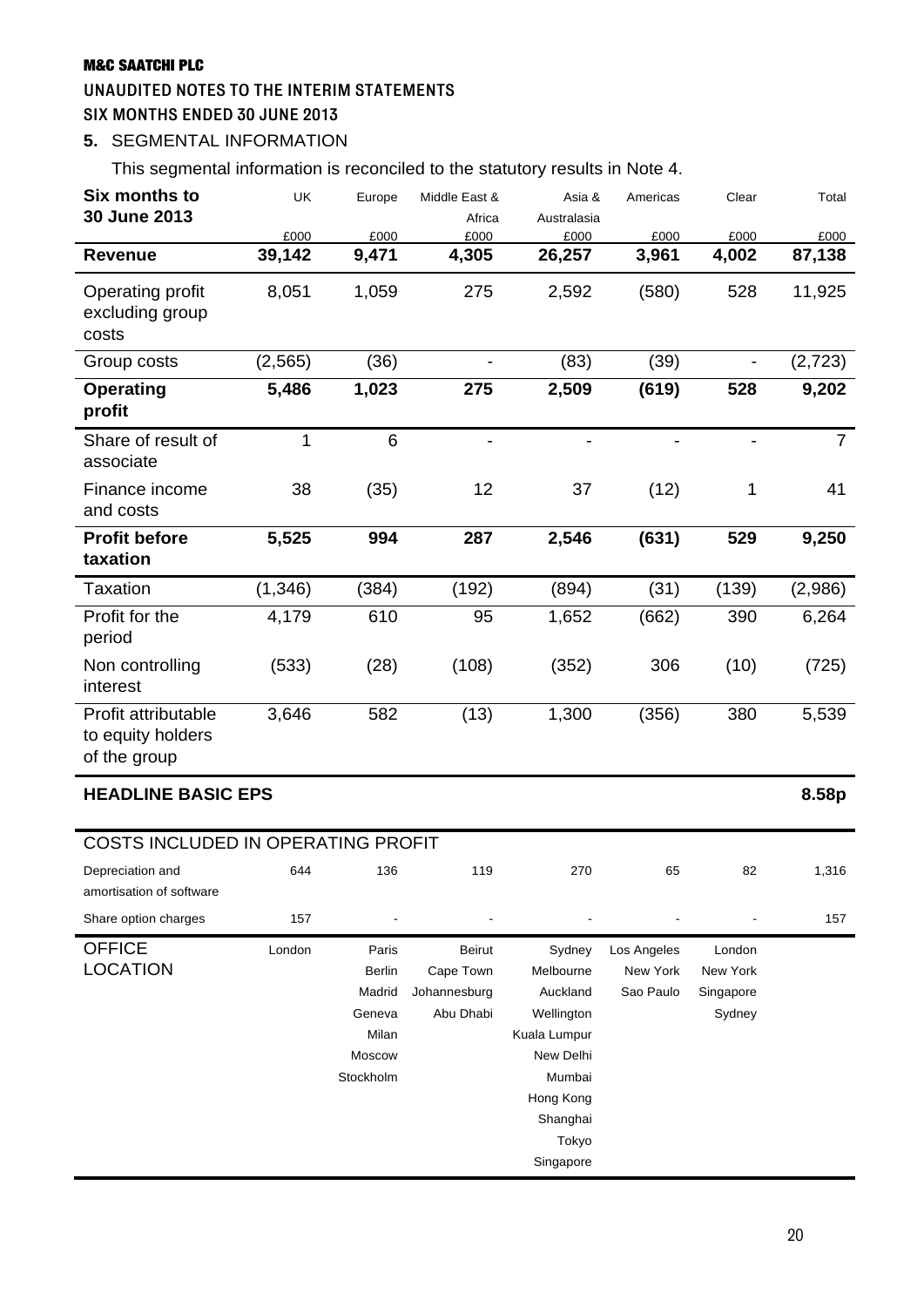**M&C SAATCHI PLC**

**UNAUDITED NOTES TO THE INTERIM STATEMENTS**

**SIX MONTHS ENDED 30 JUNE 2013**

**5.** SEGMENTAL INFORMATION

This segmental information is reconciled to the statutory results in Note 4.

| Six months to 30 June 2013 | UK | Europe | Middle East & Africa | Asia & Australasia | Americas | Clear | Total |
|---|---|---|---|---|---|---|---|
| | £000 | £000 | £000 | £000 | £000 | £000 | £000 |
| **Revenue** | **39,142** | **9,471** | **4,305** | **26,257** | **3,961** | **4,002** | **87,138** |
| Operating profit excluding group costs | 8,051 | 1,059 | 275 | 2,592 | (580) | 528 | 11,925 |
| Group costs | (2,565) | (36) | - | (83) | (39) | - | (2,723) |
| **Operating profit** | **5,486** | **1,023** | **275** | **2,509** | **(619)** | **528** | **9,202** |
| Share of result of associate | 1 | 6 | - | - | - | - | 7 |
| Finance income and costs | 38 | (35) | 12 | 37 | (12) | 1 | 41 |
| **Profit before taxation** | **5,525** | **994** | **287** | **2,546** | **(631)** | **529** | **9,250** |
| Taxation | (1,346) | (384) | (192) | (894) | (31) | (139) | (2,986) |
| Profit for the period | 4,179 | 610 | 95 | 1,652 | (662) | 390 | 6,264 |
| Non controlling interest | (533) | (28) | (108) | (352) | 306 | (10) | (725) |
| Profit attributable to equity holders of the group | 3,646 | 582 | (13) | 1,300 | (356) | 380 | 5,539 |
| **HEADLINE BASIC EPS** | | | | | | | **8.58p** |
| COSTS INCLUDED IN OPERATING PROFIT | | | | | | | |
| Depreciation and amortisation of software | 644 | 136 | 119 | 270 | 65 | 82 | 1,316 |
| Share option charges | 157 | - | - | - | - | - | 157 |
| OFFICE LOCATION | London | Paris, Berlin, Madrid, Geneva, Milan, Moscow, Stockholm | Beirut, Cape Town, Johannesburg, Abu Dhabi | Sydney, Melbourne, Auckland, Wellington, Kuala Lumpur, New Delhi, Mumbai, Hong Kong, Shanghai, Tokyo, Singapore | Los Angeles, New York, Sao Paulo | London, New York, Singapore, Sydney | |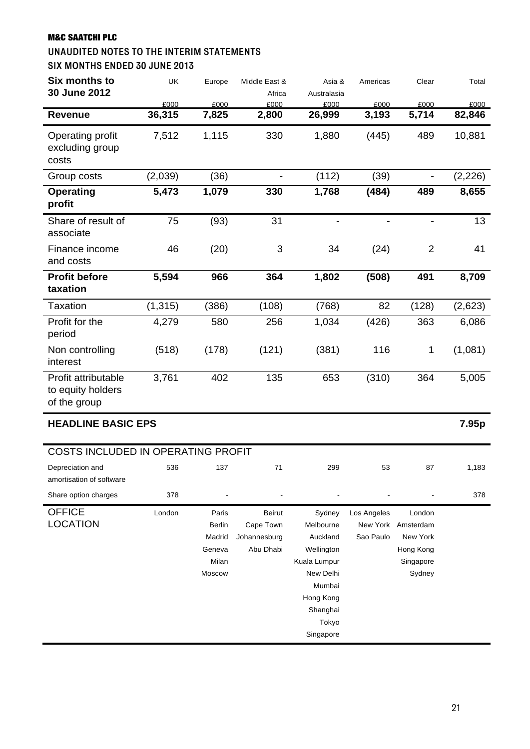**M&C SAATCHI PLC**

**UNAUDITED NOTES TO THE INTERIM STATEMENTS**

**SIX MONTHS ENDED 30 JUNE 2013**

| Six months to 30 June 2012 | UK | Europe | Middle East & Africa | Asia & Australasia | Americas | Clear | Total |
|---|---|---|---|---|---|---|---|
| | £000 | £000 | £000 | £000 | £000 | £000 | £000 |
| **Revenue** | **36,315** | **7,825** | **2,800** | **26,999** | **3,193** | **5,714** | **82,846** |
| Operating profit excluding group costs | 7,512 | 1,115 | 330 | 1,880 | (445) | 489 | 10,881 |
| Group costs | (2,039) | (36) | - | (112) | (39) | - | (2,226) |
| **Operating profit** | **5,473** | **1,079** | **330** | **1,768** | **(484)** | **489** | **8,655** |
| Share of result of associate | 75 | (93) | 31 | - | - | - | 13 |
| Finance income and costs | 46 | (20) | 3 | 34 | (24) | 2 | 41 |
| **Profit before taxation** | **5,594** | **966** | **364** | **1,802** | **(508)** | **491** | **8,709** |
| Taxation | (1,315) | (386) | (108) | (768) | 82 | (128) | (2,623) |
| Profit for the period | 4,279 | 580 | 256 | 1,034 | (426) | 363 | 6,086 |
| Non controlling interest | (518) | (178) | (121) | (381) | 116 | 1 | (1,081) |
| Profit attributable to equity holders of the group | 3,761 | 402 | 135 | 653 | (310) | 364 | 5,005 |
| **HEADLINE BASIC EPS** | | | | | | | **7.95p** |
| COSTS INCLUDED IN OPERATING PROFIT | | | | | | | |
| Depreciation and amortisation of software | 536 | 137 | 71 | 299 | 53 | 87 | 1,183 |
| Share option charges | 378 | - | - | - | - | - | 378 |
| OFFICE LOCATION | London | Paris, Berlin, Madrid, Geneva, Milan, Moscow | Beirut, Cape Town, Johannesburg, Abu Dhabi | Sydney, Melbourne, Auckland, Wellington, Kuala Lumpur, New Delhi, Mumbai, Hong Kong, Shanghai, Tokyo, Singapore | Los Angeles, New York, Sao Paulo | London, Amsterdam, New York, Hong Kong, Singapore, Sydney | |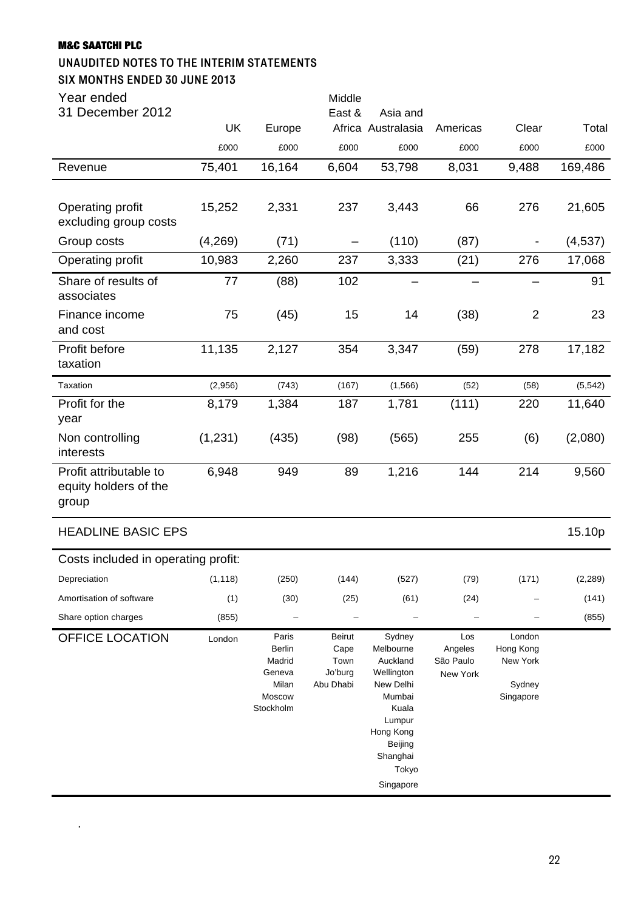**M&C SAATCHI PLC**

**UNAUDITED NOTES TO THE INTERIM STATEMENTS**

**SIX MONTHS ENDED 30 JUNE 2013**

| Year ended 31 December 2012 | UK | Europe | Middle East & Africa | Asia and Australasia | Americas | Clear | Total |
|---|---|---|---|---|---|---|---|
| | £000 | £000 | £000 | £000 | £000 | £000 | £000 |
| Revenue | 75,401 | 16,164 | 6,604 | 53,798 | 8,031 | 9,488 | 169,486 |
| Operating profit excluding group costs | 15,252 | 2,331 | 237 | 3,443 | 66 | 276 | 21,605 |
| Group costs | (4,269) | (71) | – | (110) | (87) | - | (4,537) |
| Operating profit | 10,983 | 2,260 | 237 | 3,333 | (21) | 276 | 17,068 |
| Share of results of associates | 77 | (88) | 102 | – | – | – | 91 |
| Finance income and cost | 75 | (45) | 15 | 14 | (38) | 2 | 23 |
| Profit before taxation | 11,135 | 2,127 | 354 | 3,347 | (59) | 278 | 17,182 |
| Taxation | (2,956) | (743) | (167) | (1,566) | (52) | (58) | (5,542) |
| Profit for the year | 8,179 | 1,384 | 187 | 1,781 | (111) | 220 | 11,640 |
| Non controlling interests | (1,231) | (435) | (98) | (565) | 255 | (6) | (2,080) |
| Profit attributable to equity holders of the group | 6,948 | 949 | 89 | 1,216 | 144 | 214 | 9,560 |
| HEADLINE BASIC EPS | | | | | | | 15.10p |
| Costs included in operating profit: | | | | | | | |
| Depreciation | (1,118) | (250) | (144) | (527) | (79) | (171) | (2,289) |
| Amortisation of software | (1) | (30) | (25) | (61) | (24) | – | (141) |
| Share option charges | (855) | – | – | – | – | – | (855) |
| OFFICE LOCATION | London | Paris Berlin Madrid Geneva Milan Moscow Stockholm | Beirut Cape Town Jo'burg Abu Dhabi | Sydney Melbourne Auckland Wellington New Delhi Mumbai Kuala Lumpur Hong Kong Beijing Shanghai Tokyo Singapore | Los Angeles São Paulo New York | London Hong Kong New York Sydney Singapore | |

.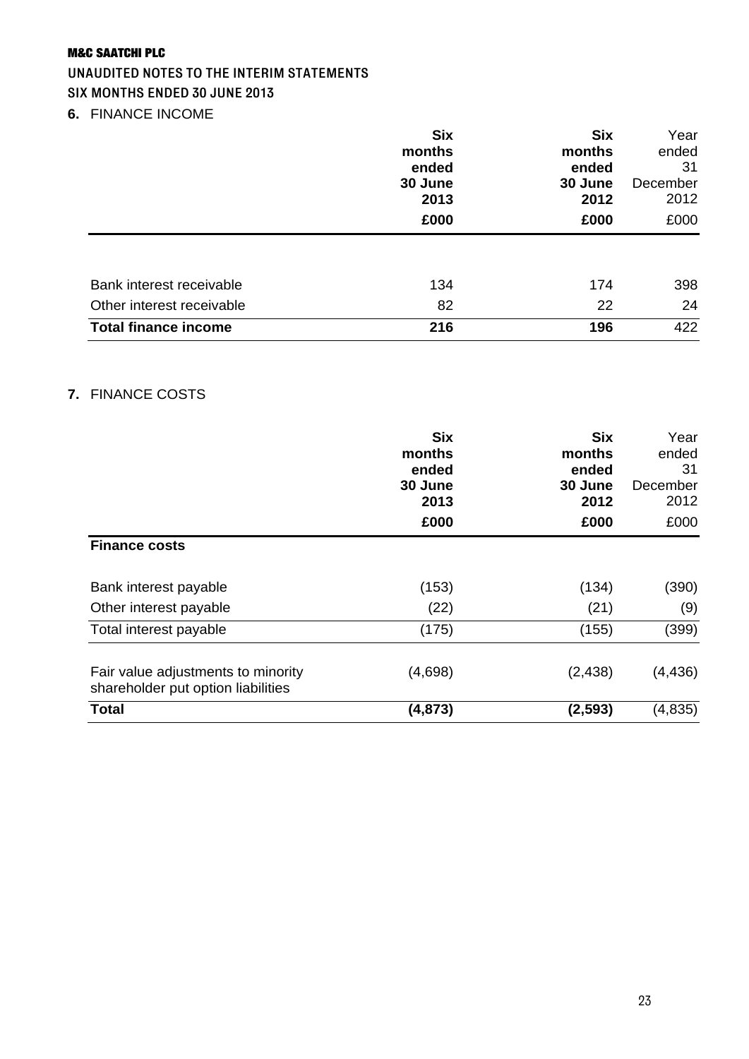**M&C SAATCHI PLC**

**UNAUDITED NOTES TO THE INTERIM STATEMENTS**

**SIX MONTHS ENDED 30 JUNE 2013**

## 6. FINANCE INCOME

| | **Six months ended 30 June 2013** | **Six months ended 30 June 2012** | Year ended 31 December 2012 |
|---|---|---|---|
| | **£000** | **£000** | £000 |
| Bank interest receivable | 134 | 174 | 398 |
| Other interest receivable | 82 | 22 | 24 |
| **Total finance income** | **216** | **196** | 422 |

## 7. FINANCE COSTS

| | **Six months ended 30 June 2013** | **Six months ended 30 June 2012** | Year ended 31 December 2012 |
|---|---|---|---|
| | **£000** | **£000** | £000 |
| **Finance costs** | | | |
| Bank interest payable | (153) | (134) | (390) |
| Other interest payable | (22) | (21) | (9) |
| Total interest payable | (175) | (155) | (399) |
| Fair value adjustments to minority shareholder put option liabilities | (4,698) | (2,438) | (4,436) |
| **Total** | **(4,873)** | **(2,593)** | (4,835) |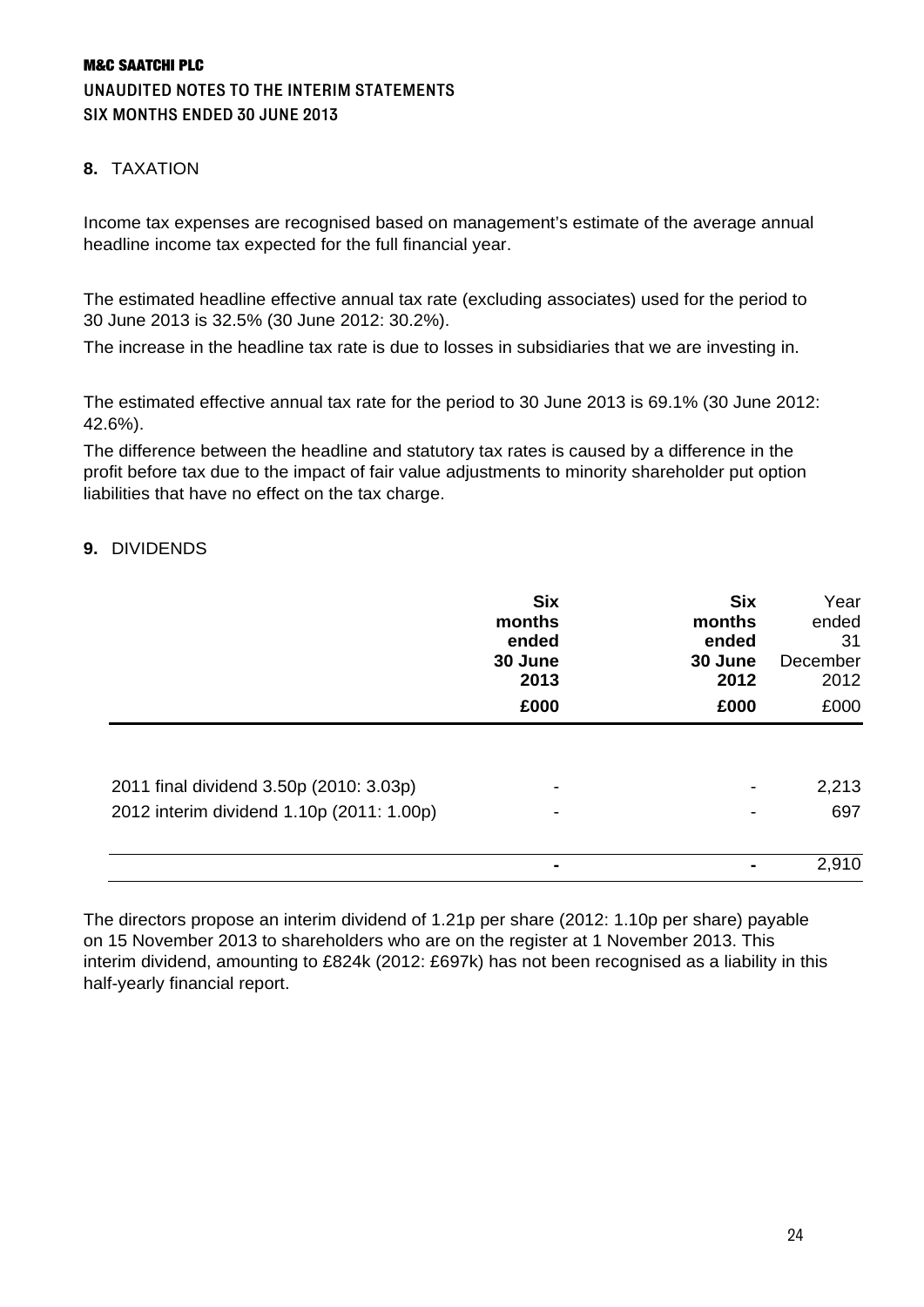# M&C SAATCHI PLC

## UNAUDITED NOTES TO THE INTERIM STATEMENTS

## SIX MONTHS ENDED 30 JUNE 2013

**8.** TAXATION

Income tax expenses are recognised based on management's estimate of the average annual headline income tax expected for the full financial year.

The estimated headline effective annual tax rate (excluding associates) used for the period to 30 June 2013 is 32.5% (30 June 2012: 30.2%).

The increase in the headline tax rate is due to losses in subsidiaries that we are investing in.

The estimated effective annual tax rate for the period to 30 June 2013 is 69.1% (30 June 2012: 42.6%).

The difference between the headline and statutory tax rates is caused by a difference in the profit before tax due to the impact of fair value adjustments to minority shareholder put option liabilities that have no effect on the tax charge.

**9.** DIVIDENDS

| | **Six months ended 30 June 2013 £000** | **Six months ended 30 June 2012 £000** | Year ended 31 December 2012 £000 |
|---|---|---|---|
| 2011 final dividend 3.50p (2010: 3.03p) | - | - | 2,213 |
| 2012 interim dividend 1.10p (2011: 1.00p) | - | - | 697 |
| | **-** | **-** | 2,910 |

The directors propose an interim dividend of 1.21p per share (2012: 1.10p per share) payable on 15 November 2013 to shareholders who are on the register at 1 November 2013. This interim dividend, amounting to £824k (2012: £697k) has not been recognised as a liability in this half-yearly financial report.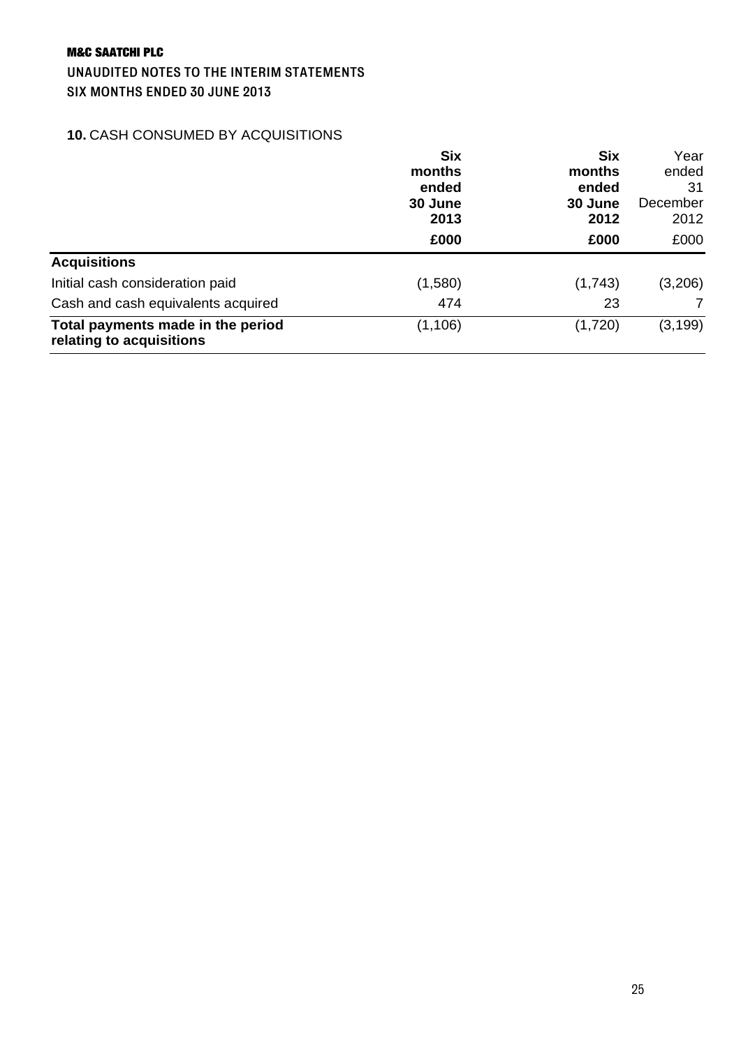**M&C SAATCHI PLC**

UNAUDITED NOTES TO THE INTERIM STATEMENTS
SIX MONTHS ENDED 30 JUNE 2013

**10.** CASH CONSUMED BY ACQUISITIONS

| | **Six months ended 30 June 2013** | **Six months ended 30 June 2012** | Year ended 31 December 2012 |
|---|---|---|---|
| | **£000** | **£000** | £000 |
| **Acquisitions** | | | |
| Initial cash consideration paid | (1,580) | (1,743) | (3,206) |
| Cash and cash equivalents acquired | 474 | 23 | 7 |
| **Total payments made in the period relating to acquisitions** | (1,106) | (1,720) | (3,199) |